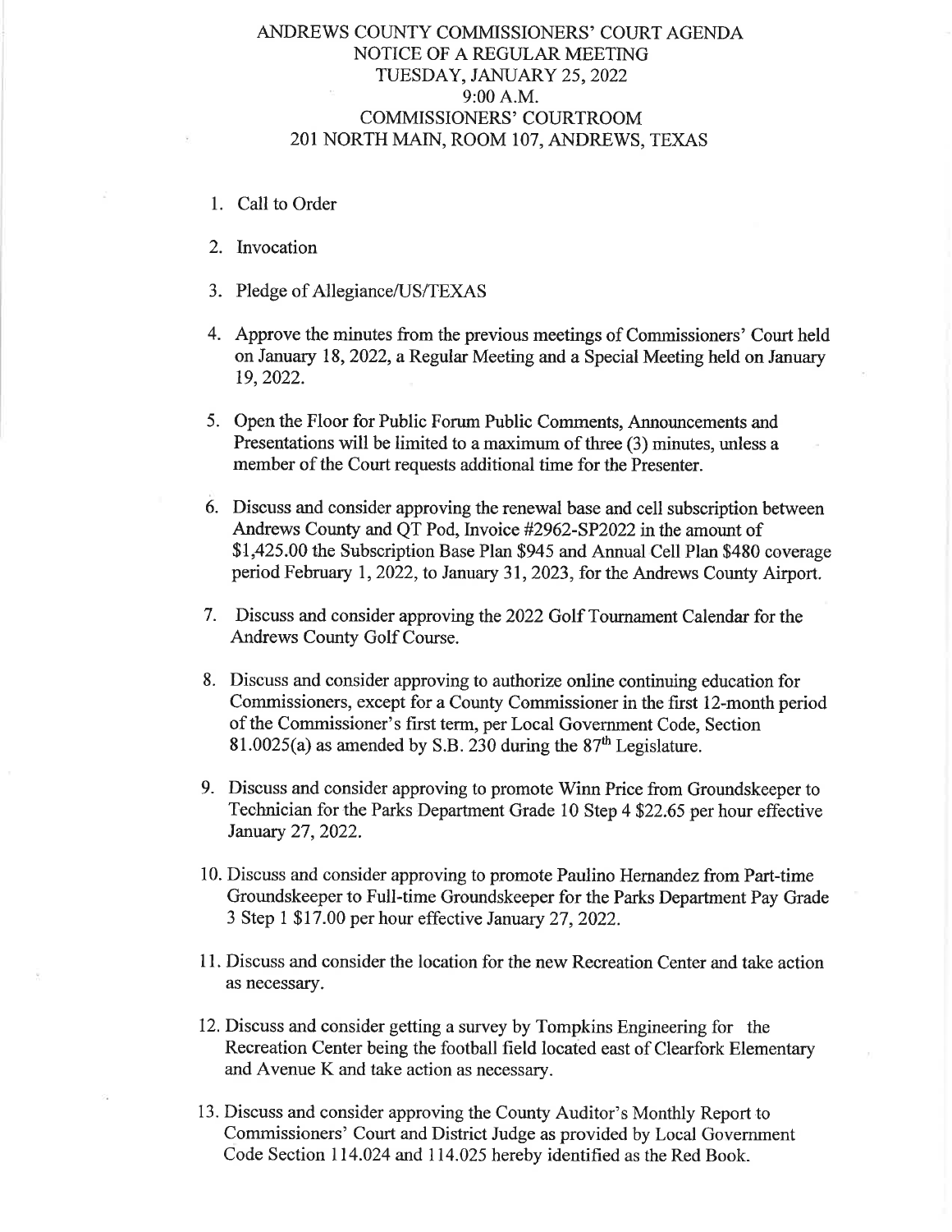# ANDREWS COUNTY COMMISSIONERS' COURT AGENDA
## NOTICE OF A REGULAR MEETING
## TUESDAY, JANUARY 25, 2022
## 9:00 A.M.
## COMMISSIONERS' COURTROOM
## 201 NORTH MAIN, ROOM 107, ANDREWS, TEXAS

1. Call to Order

2. Invocation

3. Pledge of Allegiance/US/TEXAS

4. Approve the minutes from the previous meetings of Commissioners' Court held on January 18, 2022, a Regular Meeting and a Special Meeting held on January 19, 2022.

5. Open the Floor for Public Forum Public Comments, Announcements and Presentations will be limited to a maximum of three (3) minutes, unless a member of the Court requests additional time for the Presenter.

6. Discuss and consider approving the renewal base and cell subscription between Andrews County and QT Pod, Invoice #2962-SP2022 in the amount of $1,425.00 the Subscription Base Plan $945 and Annual Cell Plan $480 coverage period February 1, 2022, to January 31, 2023, for the Andrews County Airport.

7. Discuss and consider approving the 2022 Golf Tournament Calendar for the Andrews County Golf Course.

8. Discuss and consider approving to authorize online continuing education for Commissioners, except for a County Commissioner in the first 12-month period of the Commissioner's first term, per Local Government Code, Section 81.0025(a) as amended by S.B. 230 during the 87th Legislature.

9. Discuss and consider approving to promote Winn Price from Groundskeeper to Technician for the Parks Department Grade 10 Step 4 $22.65 per hour effective January 27, 2022.

10. Discuss and consider approving to promote Paulino Hernandez from Part-time Groundskeeper to Full-time Groundskeeper for the Parks Department Pay Grade 3 Step 1 $17.00 per hour effective January 27, 2022.

11. Discuss and consider the location for the new Recreation Center and take action as necessary.

12. Discuss and consider getting a survey by Tompkins Engineering for the Recreation Center being the football field located east of Clearfork Elementary and Avenue K and take action as necessary.

13. Discuss and consider approving the County Auditor's Monthly Report to Commissioners' Court and District Judge as provided by Local Government Code Section 114.024 and 114.025 hereby identified as the Red Book.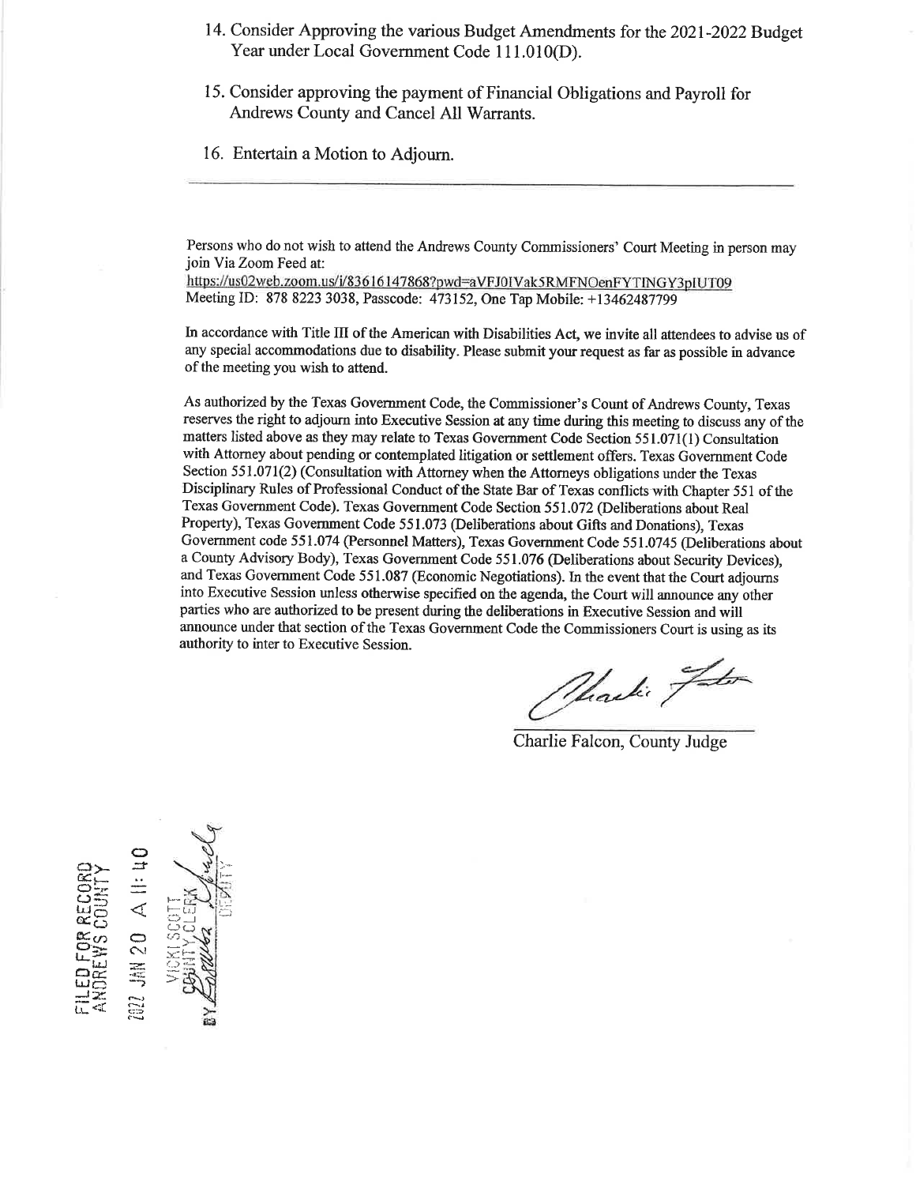14. Consider Approving the various Budget Amendments for the 2021-2022 Budget Year under Local Government Code 111.010(D).

15. Consider approving the payment of Financial Obligations and Payroll for Andrews County and Cancel All Warrants.

16. Entertain a Motion to Adjourn.

---

Persons who do not wish to attend the Andrews County Commissioners' Court Meeting in person may join Via Zoom Feed at:
https://us02web.zoom.us/j/83616147868?pwd=aVFJ0IVak5RMFNOenFYTINGY3pIUT09
Meeting ID: 878 8223 3038, Passcode: 473152, One Tap Mobile: +13462487799

In accordance with Title III of the American with Disabilities Act, we invite all attendees to advise us of any special accommodations due to disability. Please submit your request as far as possible in advance of the meeting you wish to attend.

As authorized by the Texas Government Code, the Commissioner's Count of Andrews County, Texas reserves the right to adjourn into Executive Session at any time during this meeting to discuss any of the matters listed above as they may relate to Texas Government Code Section 551.071(1) Consultation with Attorney about pending or contemplated litigation or settlement offers. Texas Government Code Section 551.071(2) (Consultation with Attorney when the Attorneys obligations under the Texas Disciplinary Rules of Professional Conduct of the State Bar of Texas conflicts with Chapter 551 of the Texas Government Code). Texas Government Code Section 551.072 (Deliberations about Real Property), Texas Government Code 551.073 (Deliberations about Gifts and Donations), Texas Government code 551.074 (Personnel Matters), Texas Government Code 551.0745 (Deliberations about a County Advisory Body), Texas Government Code 551.076 (Deliberations about Security Devices), and Texas Government Code 551.087 (Economic Negotiations). In the event that the Court adjourns into Executive Session unless otherwise specified on the agenda, the Court will announce any other parties who are authorized to be present during the deliberations in Executive Session and will announce under that section of the Texas Government Code the Commissioners Court is using as its authority to inter to Executive Session.

Charlie Falcon, County Judge

FILED FOR RECORD
ANDREWS COUNTY
2022 JAN 20 A 11:40
VICKI SCOTT
COUNTY CLERK
BY ______ DEPUTY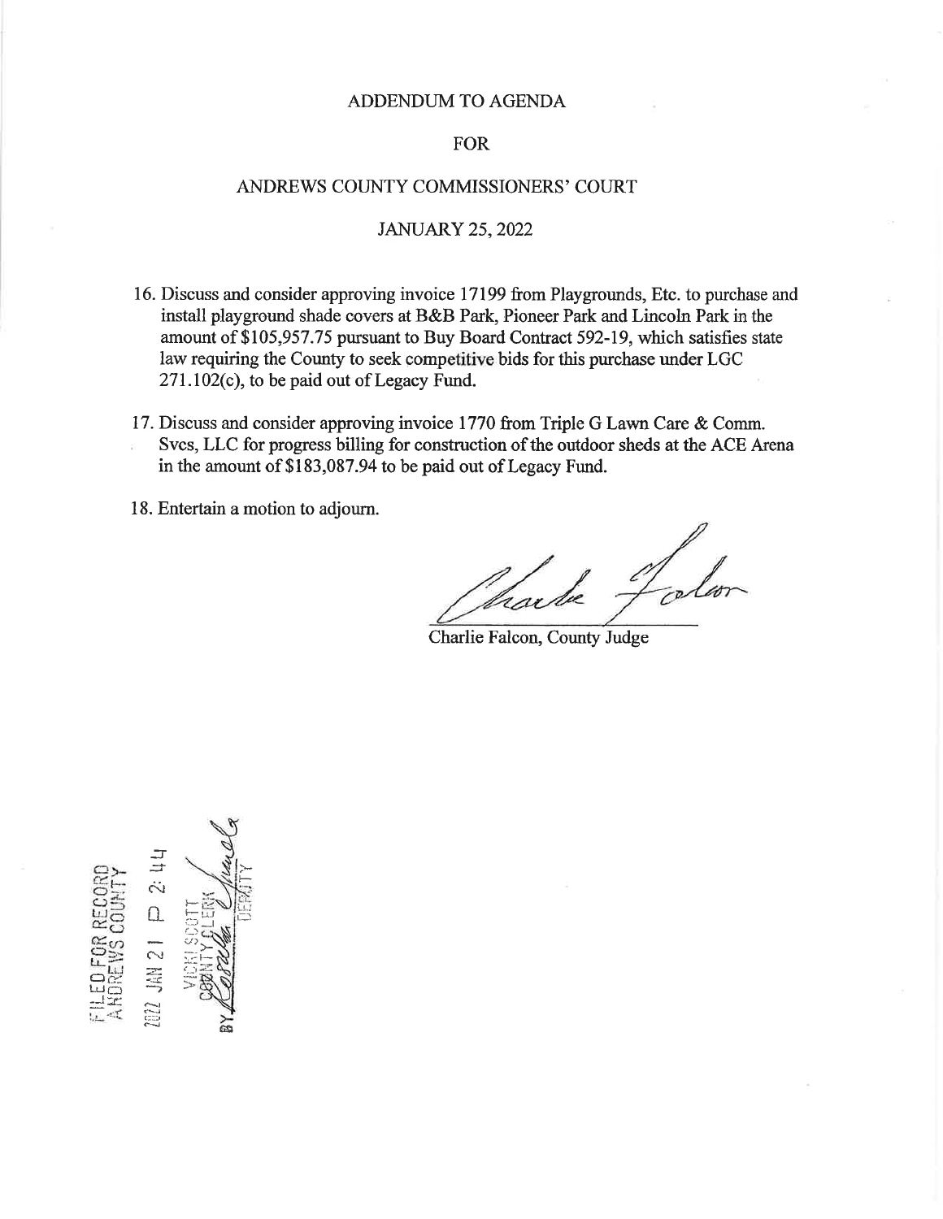# ADDENDUM TO AGENDA

## FOR

## ANDREWS COUNTY COMMISSIONERS' COURT

## JANUARY 25, 2022

16. Discuss and consider approving invoice 17199 from Playgrounds, Etc. to purchase and install playground shade covers at B&B Park, Pioneer Park and Lincoln Park in the amount of $105,957.75 pursuant to Buy Board Contract 592-19, which satisfies state law requiring the County to seek competitive bids for this purchase under LGC 271.102(c), to be paid out of Legacy Fund.
17. Discuss and consider approving invoice 1770 from Triple G Lawn Care & Comm. Svcs, LLC for progress billing for construction of the outdoor sheds at the ACE Arena in the amount of $183,087.94 to be paid out of Legacy Fund.
18. Entertain a motion to adjourn.

Charlie Falcon, County Judge

FILED FOR RECORD
ANDREWS COUNTY
2022 JAN 21 P 2:44
VICKI SCOTT
COUNTY CLERK
BY ______ DEPUTY